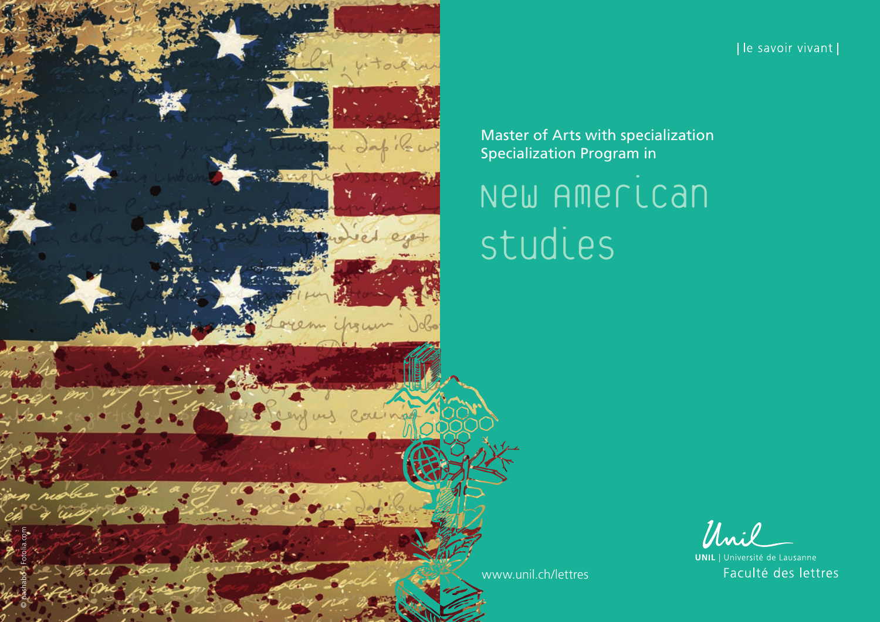| le savoir vivant |

Master of Arts with specialization
Specialization Program in

# New American studies

www.unil.ch/lettres

UNIL | Université de Lausanne
Faculté des lettres

© pashabo – Fotolia.com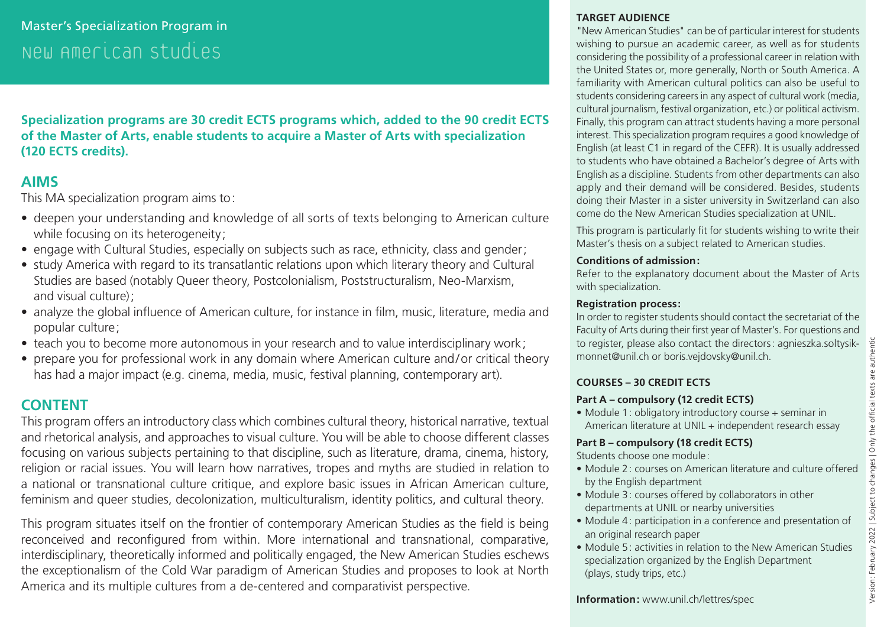Master's Specialization Program in

# New American Studies

**Specialization programs are 30 credit ECTS programs which, added to the 90 credit ECTS of the Master of Arts, enable students to acquire a Master of Arts with specialization (120 ECTS credits).**

## AIMS

This MA specialization program aims to:

- deepen your understanding and knowledge of all sorts of texts belonging to American culture while focusing on its heterogeneity;
- engage with Cultural Studies, especially on subjects such as race, ethnicity, class and gender;
- study America with regard to its transatlantic relations upon which literary theory and Cultural Studies are based (notably Queer theory, Postcolonialism, Poststructuralism, Neo-Marxism, and visual culture);
- analyze the global influence of American culture, for instance in film, music, literature, media and popular culture;
- teach you to become more autonomous in your research and to value interdisciplinary work;
- prepare you for professional work in any domain where American culture and/or critical theory has had a major impact (e.g. cinema, media, music, festival planning, contemporary art).

## CONTENT

This program offers an introductory class which combines cultural theory, historical narrative, textual and rhetorical analysis, and approaches to visual culture. You will be able to choose different classes focusing on various subjects pertaining to that discipline, such as literature, drama, cinema, history, religion or racial issues. You will learn how narratives, tropes and myths are studied in relation to a national or transnational culture critique, and explore basic issues in African American culture, feminism and queer studies, decolonization, multiculturalism, identity politics, and cultural theory.

This program situates itself on the frontier of contemporary American Studies as the field is being reconceived and reconfigured from within. More international and transnational, comparative, interdisciplinary, theoretically informed and politically engaged, the New American Studies eschews the exceptionalism of the Cold War paradigm of American Studies and proposes to look at North America and its multiple cultures from a de-centered and comparativist perspective.

## TARGET AUDIENCE

"New American Studies" can be of particular interest for students wishing to pursue an academic career, as well as for students considering the possibility of a professional career in relation with the United States or, more generally, North or South America. A familiarity with American cultural politics can also be useful to students considering careers in any aspect of cultural work (media, cultural journalism, festival organization, etc.) or political activism. Finally, this program can attract students having a more personal interest. This specialization program requires a good knowledge of English (at least C1 in regard of the CEFR). It is usually addressed to students who have obtained a Bachelor's degree of Arts with English as a discipline. Students from other departments can also apply and their demand will be considered. Besides, students doing their Master in a sister university in Switzerland can also come do the New American Studies specialization at UNIL.

This program is particularly fit for students wishing to write their Master's thesis on a subject related to American studies.

**Conditions of admission:**

Refer to the explanatory document about the Master of Arts with specialization.

**Registration process:**

In order to register students should contact the secretariat of the Faculty of Arts during their first year of Master's. For questions and to register, please also contact the directors: agnieszka.soltysik-monnet@unil.ch or boris.vejdovsky@unil.ch.

## COURSES – 30 CREDIT ECTS

**Part A – compulsory (12 credit ECTS)**

- Module 1: obligatory introductory course + seminar in American literature at UNIL + independent research essay

**Part B – compulsory (18 credit ECTS)**

Students choose one module:

- Module 2: courses on American literature and culture offered by the English department
- Module 3: courses offered by collaborators in other departments at UNIL or nearby universities
- Module 4: participation in a conference and presentation of an original research paper
- Module 5: activities in relation to the New American Studies specialization organized by the English Department (plays, study trips, etc.)

**Information:** www.unil.ch/lettres/spec

Version: February 2022 | Subject to changes | Only the official texts are authentic